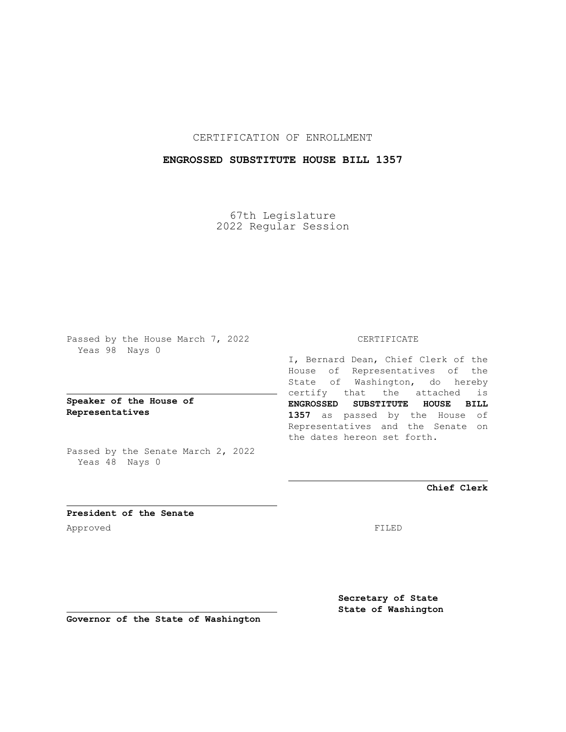CERTIFICATION OF ENROLLMENT

**ENGROSSED SUBSTITUTE HOUSE BILL 1357**

67th Legislature
2022 Regular Session

Passed by the House March 7, 2022
Yeas 98 Nays 0

**Speaker of the House of Representatives**

Passed by the Senate March 2, 2022
Yeas 48 Nays 0

**President of the Senate**

Approved

**Governor of the State of Washington**

CERTIFICATE

I, Bernard Dean, Chief Clerk of the House of Representatives of the State of Washington, do hereby certify that the attached is **ENGROSSED SUBSTITUTE HOUSE BILL 1357** as passed by the House of Representatives and the Senate on the dates hereon set forth.

**Chief Clerk**

FILED

**Secretary of State**
**State of Washington**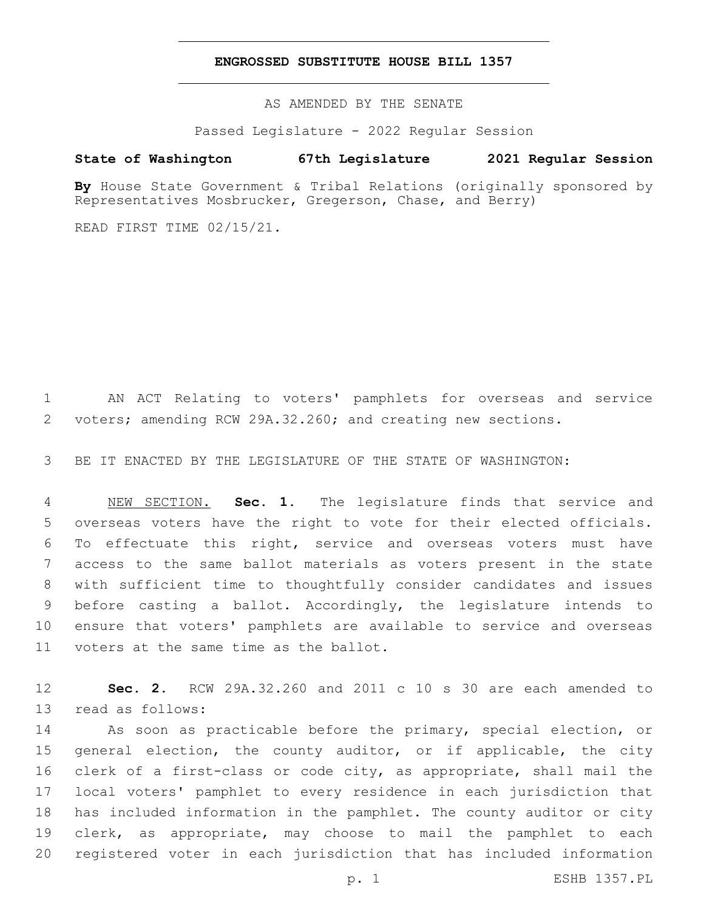# ENGROSSED SUBSTITUTE HOUSE BILL 1357

AS AMENDED BY THE SENATE

Passed Legislature - 2022 Regular Session

**State of Washington 67th Legislature 2021 Regular Session**

**By** House State Government & Tribal Relations (originally sponsored by Representatives Mosbrucker, Gregerson, Chase, and Berry)

READ FIRST TIME 02/15/21.

1 AN ACT Relating to voters' pamphlets for overseas and service 2 voters; amending RCW 29A.32.260; and creating new sections.

3 BE IT ENACTED BY THE LEGISLATURE OF THE STATE OF WASHINGTON:

4 NEW SECTION. **Sec. 1.** The legislature finds that service and 5 overseas voters have the right to vote for their elected officials. 6 To effectuate this right, service and overseas voters must have 7 access to the same ballot materials as voters present in the state 8 with sufficient time to thoughtfully consider candidates and issues 9 before casting a ballot. Accordingly, the legislature intends to 10 ensure that voters' pamphlets are available to service and overseas 11 voters at the same time as the ballot.

12 **Sec. 2.** RCW 29A.32.260 and 2011 c 10 s 30 are each amended to 13 read as follows:

14 As soon as practicable before the primary, special election, or 15 general election, the county auditor, or if applicable, the city 16 clerk of a first-class or code city, as appropriate, shall mail the 17 local voters' pamphlet to every residence in each jurisdiction that 18 has included information in the pamphlet. The county auditor or city 19 clerk, as appropriate, may choose to mail the pamphlet to each 20 registered voter in each jurisdiction that has included information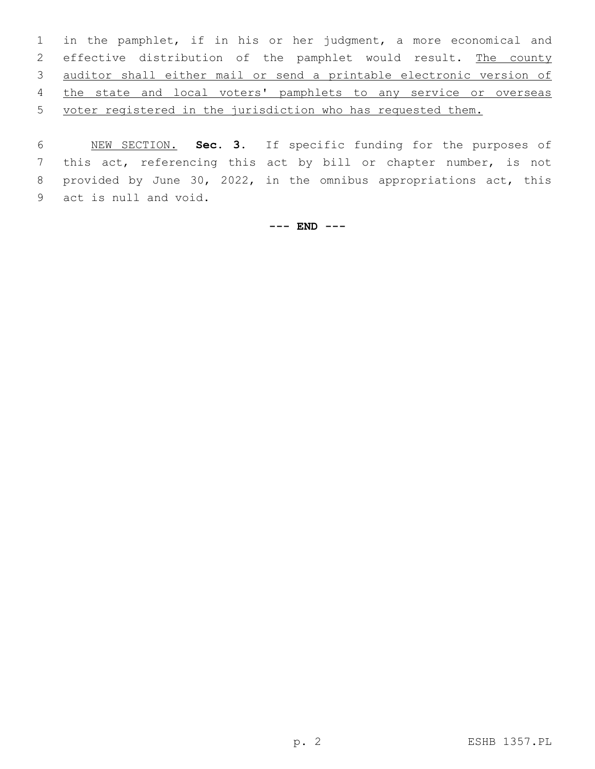in the pamphlet, if in his or her judgment, a more economical and effective distribution of the pamphlet would result. <u>The county auditor shall either mail or send a printable electronic version of the state and local voters' pamphlets to any service or overseas voter registered in the jurisdiction who has requested them.</u>

<u>NEW SECTION.</u> **Sec. 3.** If specific funding for the purposes of this act, referencing this act by bill or chapter number, is not provided by June 30, 2022, in the omnibus appropriations act, this act is null and void.

**--- END ---**